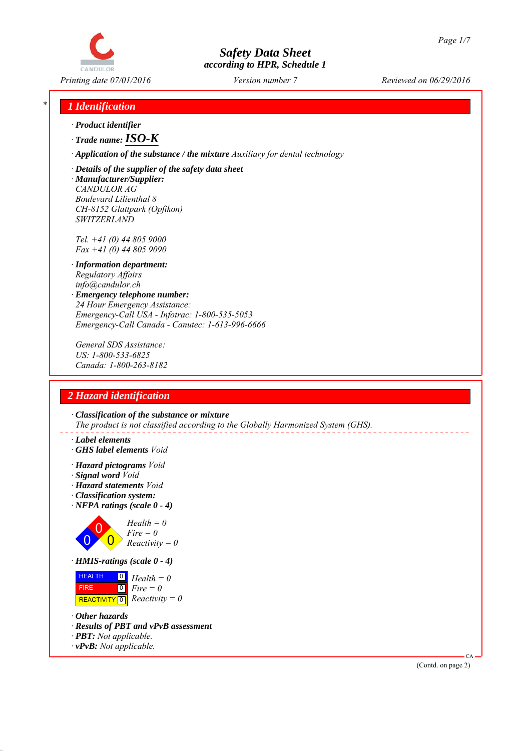# Safety Data Sheet

according to HPR, Schedule 1

Printing date 07/01/2016 | Version number 7 | Reviewed on 06/29/2016

## 1 Identification

· **Product identifier**

· **Trade name: ISO-K**

· **Application of the substance / the mixture** *Auxiliary for dental technology*

· **Details of the supplier of the safety data sheet**

· **Manufacturer/Supplier:**

CANDULOR AG
Boulevard Lilienthal 8
CH-8152 Glattpark (Opfikon)
SWITZERLAND

Tel. +41 (0) 44 805 9000
Fax +41 (0) 44 805 9090

· **Information department:**

Regulatory Affairs
info@candulor.ch

· **Emergency telephone number:**

24 Hour Emergency Assistance:
Emergency-Call USA - Infotrac: 1-800-535-5053
Emergency-Call Canada - Canutec: 1-613-996-6666

General SDS Assistance:
US: 1-800-533-6825
Canada: 1-800-263-8182

## 2 Hazard identification

· **Classification of the substance or mixture**

The product is not classified according to the Globally Harmonized System (GHS).

· **Label elements**

· **GHS label elements** Void

· **Hazard pictograms** Void

· **Signal word** Void

· **Hazard statements** Void

· **Classification system:**

· **NFPA ratings (scale 0 - 4)**

Health = 0
Fire = 0
Reactivity = 0

· **HMIS-ratings (scale 0 - 4)**

| | | |
|---|---|---|
| HEALTH | 0 | Health = 0 |
| FIRE | 0 | Fire = 0 |
| REACTIVITY | 0 | Reactivity = 0 |

· **Other hazards**

· **Results of PBT and vPvB assessment**

· **PBT:** Not applicable.

· **vPvB:** Not applicable.

(Contd. on page 2)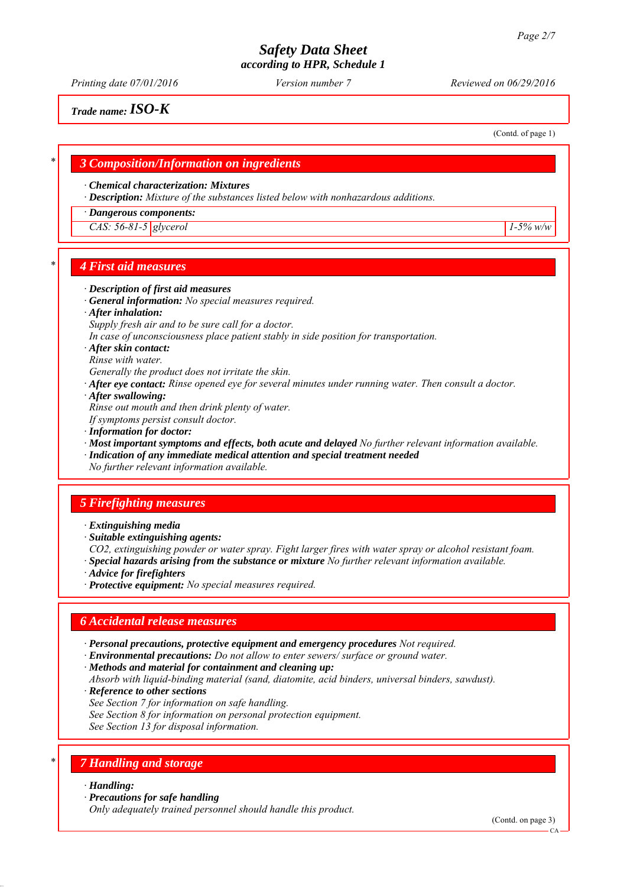**Trade name: *ISO-K***

(Contd. of page 1)

## 3 Composition/Information on ingredients

· **Chemical characterization: Mixtures**
· **Description:** *Mixture of the substances listed below with nonhazardous additions.*

| · Dangerous components: | | |
|---|---|---|
| CAS: 56-81-5 | glycerol | 1-5% w/w |

## 4 First aid measures

· **Description of first aid measures**
· **General information:** *No special measures required.*
· **After inhalation:**
*Supply fresh air and to be sure call for a doctor.*
*In case of unconsciousness place patient stably in side position for transportation.*
· **After skin contact:**
*Rinse with water.*
*Generally the product does not irritate the skin.*
· **After eye contact:** *Rinse opened eye for several minutes under running water. Then consult a doctor.*
· **After swallowing:**
*Rinse out mouth and then drink plenty of water.*
*If symptoms persist consult doctor.*
· **Information for doctor:**
· **Most important symptoms and effects, both acute and delayed** *No further relevant information available.*
· **Indication of any immediate medical attention and special treatment needed**
*No further relevant information available.*

## 5 Firefighting measures

· **Extinguishing media**
· **Suitable extinguishing agents:**
*$CO_2$, extinguishing powder or water spray. Fight larger fires with water spray or alcohol resistant foam.*
· **Special hazards arising from the substance or mixture** *No further relevant information available.*
· **Advice for firefighters**
· **Protective equipment:** *No special measures required.*

## 6 Accidental release measures

· **Personal precautions, protective equipment and emergency procedures** *Not required.*
· **Environmental precautions:** *Do not allow to enter sewers/ surface or ground water.*
· **Methods and material for containment and cleaning up:**
*Absorb with liquid-binding material (sand, diatomite, acid binders, universal binders, sawdust).*
· **Reference to other sections**
*See Section 7 for information on safe handling.*
*See Section 8 for information on personal protection equipment.*
*See Section 13 for disposal information.*

## 7 Handling and storage

· **Handling:**
· **Precautions for safe handling**
*Only adequately trained personnel should handle this product.*

(Contd. on page 3)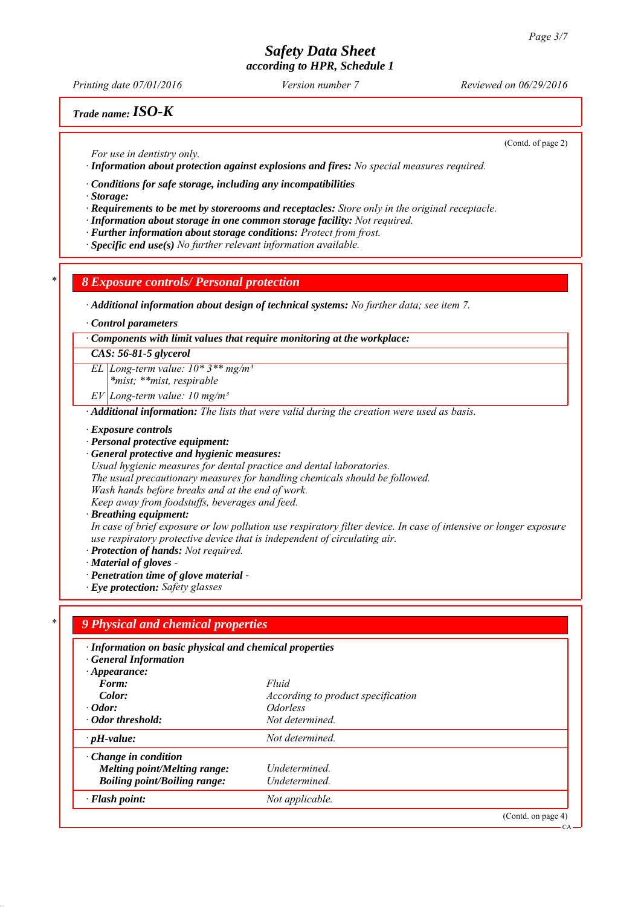*Trade name:* **ISO-K**

(Contd. of page 2)

*For use in dentistry only.*

· **Information about protection against explosions and fires:** *No special measures required.*

· **Conditions for safe storage, including any incompatibilities**
· **Storage:**
· **Requirements to be met by storerooms and receptacles:** *Store only in the original receptacle.*
· **Information about storage in one common storage facility:** *Not required.*
· **Further information about storage conditions:** *Protect from frost.*
· **Specific end use(s)** *No further relevant information available.*

## 8 Exposure controls/ Personal protection

· **Additional information about design of technical systems:** *No further data; see item 7.*

· **Control parameters**

| · Components with limit values that require monitoring at the workplace: | |
|---|---|
| **CAS: 56-81-5 glycerol** | |
| EL | Long-term value: 10* 3** mg/m³ *mist; **mist, respirable |
| EV | Long-term value: 10 mg/m³ |

· **Additional information:** *The lists that were valid during the creation were used as basis.*

· **Exposure controls**
· **Personal protective equipment:**
· **General protective and hygienic measures:**
*Usual hygienic measures for dental practice and dental laboratories.*
*The usual precautionary measures for handling chemicals should be followed.*
*Wash hands before breaks and at the end of work.*
*Keep away from foodstuffs, beverages and feed.*
· **Breathing equipment:**
*In case of brief exposure or low pollution use respiratory filter device. In case of intensive or longer exposure use respiratory protective device that is independent of circulating air.*
· **Protection of hands:** *Not required.*
· **Material of gloves** *-*
· **Penetration time of glove material** *-*
· **Eye protection:** *Safety glasses*

## 9 Physical and chemical properties

| · Information on basic physical and chemical properties | |
|---|---|
| · General Information | |
| · Appearance: | |
| Form: | Fluid |
| Color: | According to product specification |
| · Odor: | Odorless |
| · Odor threshold: | Not determined. |
| · pH-value: | Not determined. |
| · Change in condition | |
| Melting point/Melting range: | Undetermined. |
| Boiling point/Boiling range: | Undetermined. |
| · Flash point: | Not applicable. |

(Contd. on page 4)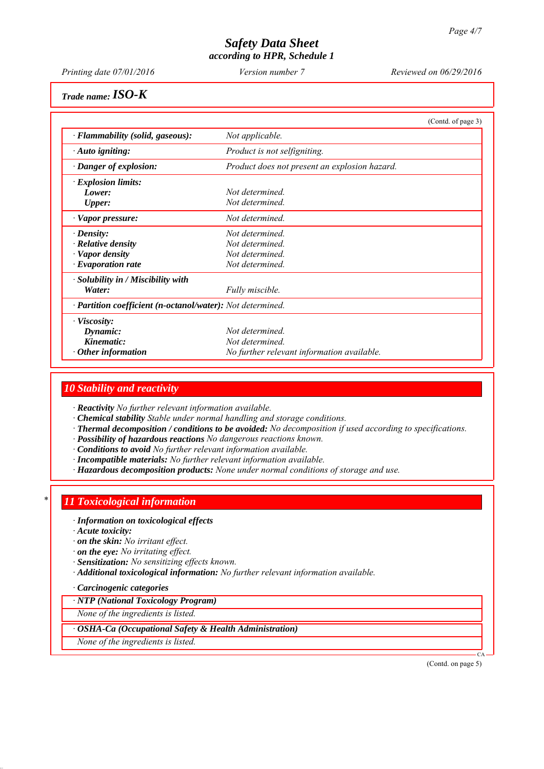**Trade name: ISO-K**

(Contd. of page 3)

| | |
|---|---|
| · **Flammability (solid, gaseous):** | *Not applicable.* |
| · **Auto igniting:** | *Product is not selfigniting.* |
| · **Danger of explosion:** | *Product does not present an explosion hazard.* |
| · **Explosion limits:** | |
| **Lower:** | *Not determined.* |
| **Upper:** | *Not determined.* |
| · **Vapor pressure:** | *Not determined.* |
| · **Density:** | *Not determined.* |
| · **Relative density** | *Not determined.* |
| · **Vapor density** | *Not determined.* |
| · **Evaporation rate** | *Not determined.* |
| · **Solubility in / Miscibility with** | |
| **Water:** | *Fully miscible.* |
| · **Partition coefficient (n-octanol/water):** | *Not determined.* |
| · **Viscosity:** | |
| **Dynamic:** | *Not determined.* |
| **Kinematic:** | *Not determined.* |
| · **Other information** | *No further relevant information available.* |

## 10 Stability and reactivity

· **Reactivity** *No further relevant information available.*
· **Chemical stability** *Stable under normal handling and storage conditions.*
· **Thermal decomposition / conditions to be avoided:** *No decomposition if used according to specifications.*
· **Possibility of hazardous reactions** *No dangerous reactions known.*
· **Conditions to avoid** *No further relevant information available.*
· **Incompatible materials:** *No further relevant information available.*
· **Hazardous decomposition products:** *None under normal conditions of storage and use.*

## * 11 Toxicological information

· **Information on toxicological effects**
· **Acute toxicity:**
· **on the skin:** *No irritant effect.*
· **on the eye:** *No irritating effect.*
· **Sensitization:** *No sensitizing effects known.*
· **Additional toxicological information:** *No further relevant information available.*

· **Carcinogenic categories**

| · **NTP (National Toxicology Program)** |
|---|
| *None of the ingredients is listed.* |

| · **OSHA-Ca (Occupational Safety & Health Administration)** |
|---|
| *None of the ingredients is listed.* |

(Contd. on page 5)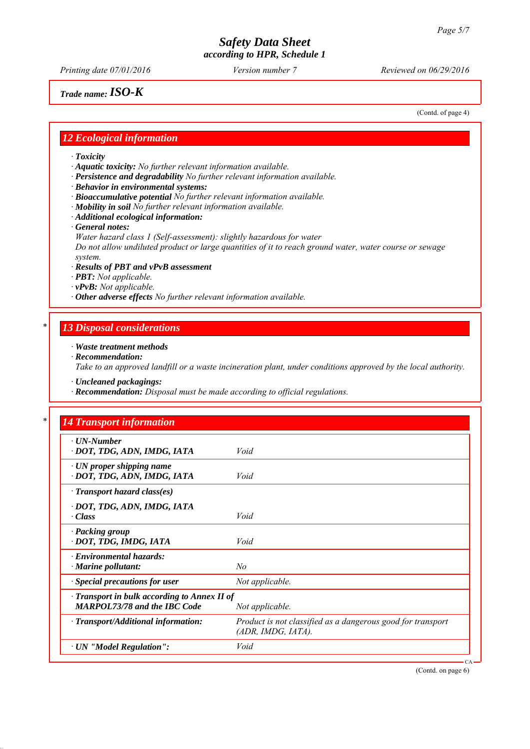Trade name: **ISO-K**

(Contd. of page 4)

## 12 Ecological information

- · ***Toxicity***
- · ***Aquatic toxicity:*** *No further relevant information available.*
- · ***Persistence and degradability*** *No further relevant information available.*
- · ***Behavior in environmental systems:***
- · ***Bioaccumulative potential*** *No further relevant information available.*
- · ***Mobility in soil*** *No further relevant information available.*
- · ***Additional ecological information:***
- · ***General notes:***
  *Water hazard class 1 (Self-assessment): slightly hazardous for water*
  *Do not allow undiluted product or large quantities of it to reach ground water, water course or sewage system.*
- · ***Results of PBT and vPvB assessment***
- · ***PBT:*** *Not applicable.*
- · ***vPvB:*** *Not applicable.*
- · ***Other adverse effects*** *No further relevant information available.*

## * 13 Disposal considerations

- · ***Waste treatment methods***
- · ***Recommendation:***
  *Take to an approved landfill or a waste incineration plant, under conditions approved by the local authority.*
- · ***Uncleaned packagings:***
- · ***Recommendation:*** *Disposal must be made according to official regulations.*

## * 14 Transport information

| | |
|---|---|
| · ***UN-Number*** · ***DOT, TDG, ADN, IMDG, IATA*** | *Void* |
| · ***UN proper shipping name*** · ***DOT, TDG, ADN, IMDG, IATA*** | *Void* |
| · ***Transport hazard class(es)*** · ***DOT, TDG, ADN, IMDG, IATA*** · ***Class*** | *Void* |
| · ***Packing group*** · ***DOT, TDG, IMDG, IATA*** | *Void* |
| · ***Environmental hazards:*** · ***Marine pollutant:*** | *No* |
| · ***Special precautions for user*** | *Not applicable.* |
| · ***Transport in bulk according to Annex II of MARPOL73/78 and the IBC Code*** | *Not applicable.* |
| · ***Transport/Additional information:*** | *Product is not classified as a dangerous good for transport (ADR, IMDG, IATA).* |
| · ***UN "Model Regulation":*** | *Void* |

(Contd. on page 6)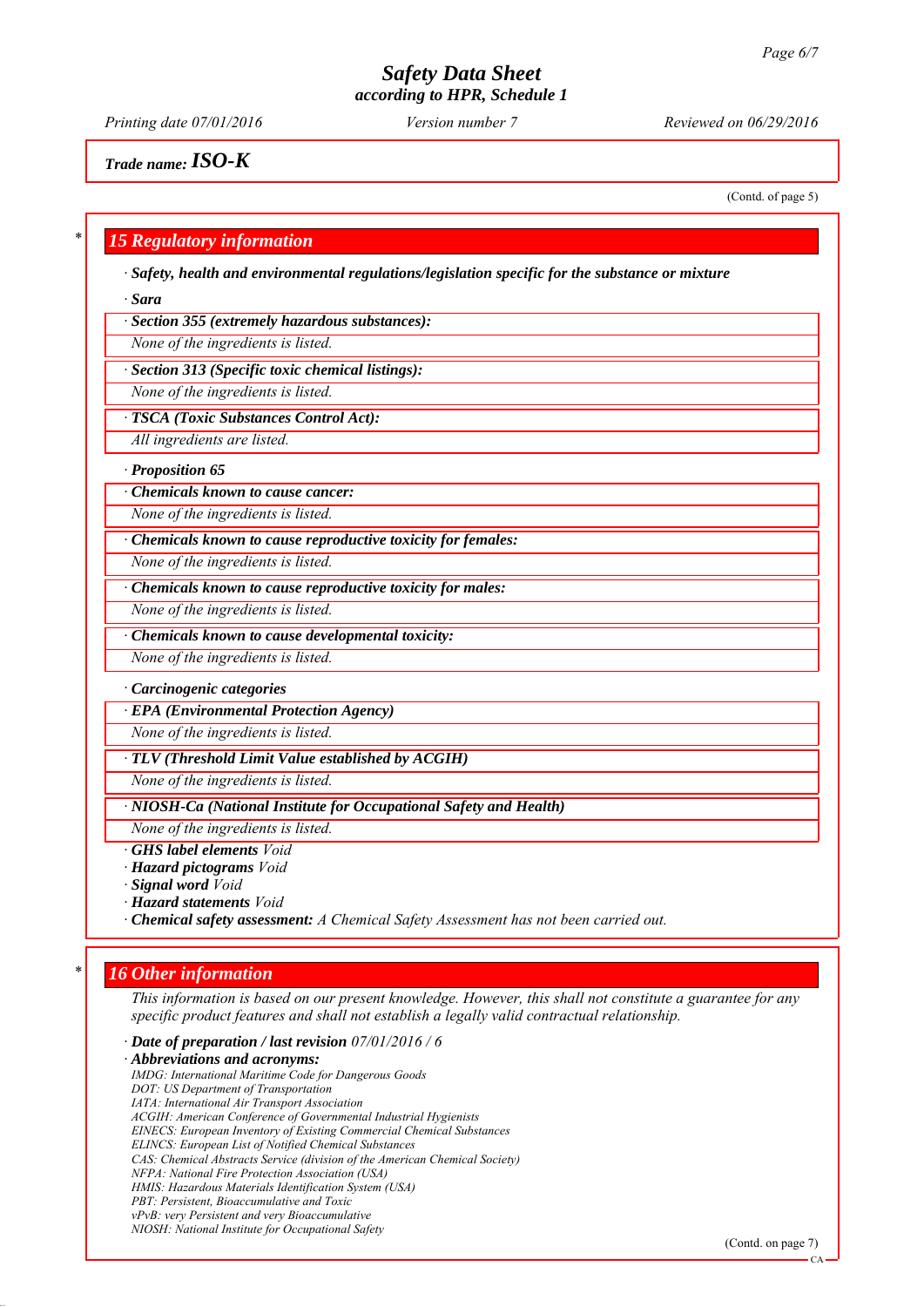Trade name: ***ISO-K***

(Contd. of page 5)

## 15 Regulatory information

· ***Safety, health and environmental regulations/legislation specific for the substance or mixture***

· ***Sara***

· ***Section 355 (extremely hazardous substances):***

*None of the ingredients is listed.*

· ***Section 313 (Specific toxic chemical listings):***

*None of the ingredients is listed.*

· ***TSCA (Toxic Substances Control Act):***

*All ingredients are listed.*

· ***Proposition 65***

· ***Chemicals known to cause cancer:***

*None of the ingredients is listed.*

· ***Chemicals known to cause reproductive toxicity for females:***

*None of the ingredients is listed.*

· ***Chemicals known to cause reproductive toxicity for males:***

*None of the ingredients is listed.*

· ***Chemicals known to cause developmental toxicity:***

*None of the ingredients is listed.*

· ***Carcinogenic categories***

· ***EPA (Environmental Protection Agency)***

*None of the ingredients is listed.*

· ***TLV (Threshold Limit Value established by ACGIH)***

*None of the ingredients is listed.*

· ***NIOSH-Ca (National Institute for Occupational Safety and Health)***

*None of the ingredients is listed.*

· ***GHS label elements*** *Void*
· ***Hazard pictograms*** *Void*
· ***Signal word*** *Void*
· ***Hazard statements*** *Void*
· ***Chemical safety assessment:*** *A Chemical Safety Assessment has not been carried out.*

## 16 Other information

*This information is based on our present knowledge. However, this shall not constitute a guarantee for any specific product features and shall not establish a legally valid contractual relationship.*

· ***Date of preparation / last revision*** *07/01/2016 / 6*
· ***Abbreviations and acronyms:***
*IMDG: International Maritime Code for Dangerous Goods*
*DOT: US Department of Transportation*
*IATA: International Air Transport Association*
*ACGIH: American Conference of Governmental Industrial Hygienists*
*EINECS: European Inventory of Existing Commercial Chemical Substances*
*ELINCS: European List of Notified Chemical Substances*
*CAS: Chemical Abstracts Service (division of the American Chemical Society)*
*NFPA: National Fire Protection Association (USA)*
*HMIS: Hazardous Materials Identification System (USA)*
*PBT: Persistent, Bioaccumulative and Toxic*
*vPvB: very Persistent and very Bioaccumulative*
*NIOSH: National Institute for Occupational Safety*

(Contd. on page 7)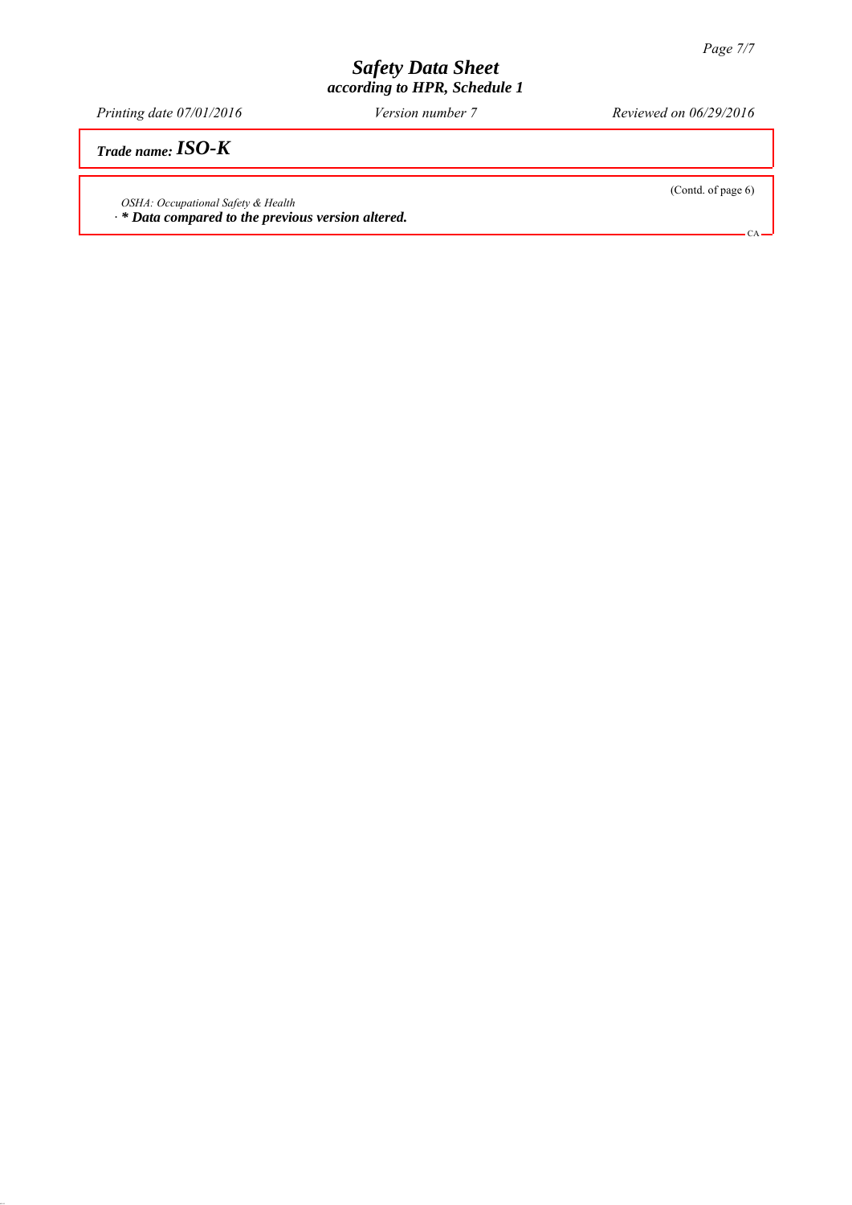## Trade name: ISO-K

(Contd. of page 6)

OSHA: Occupational Safety & Health

· ***Data compared to the previous version altered.***

CA